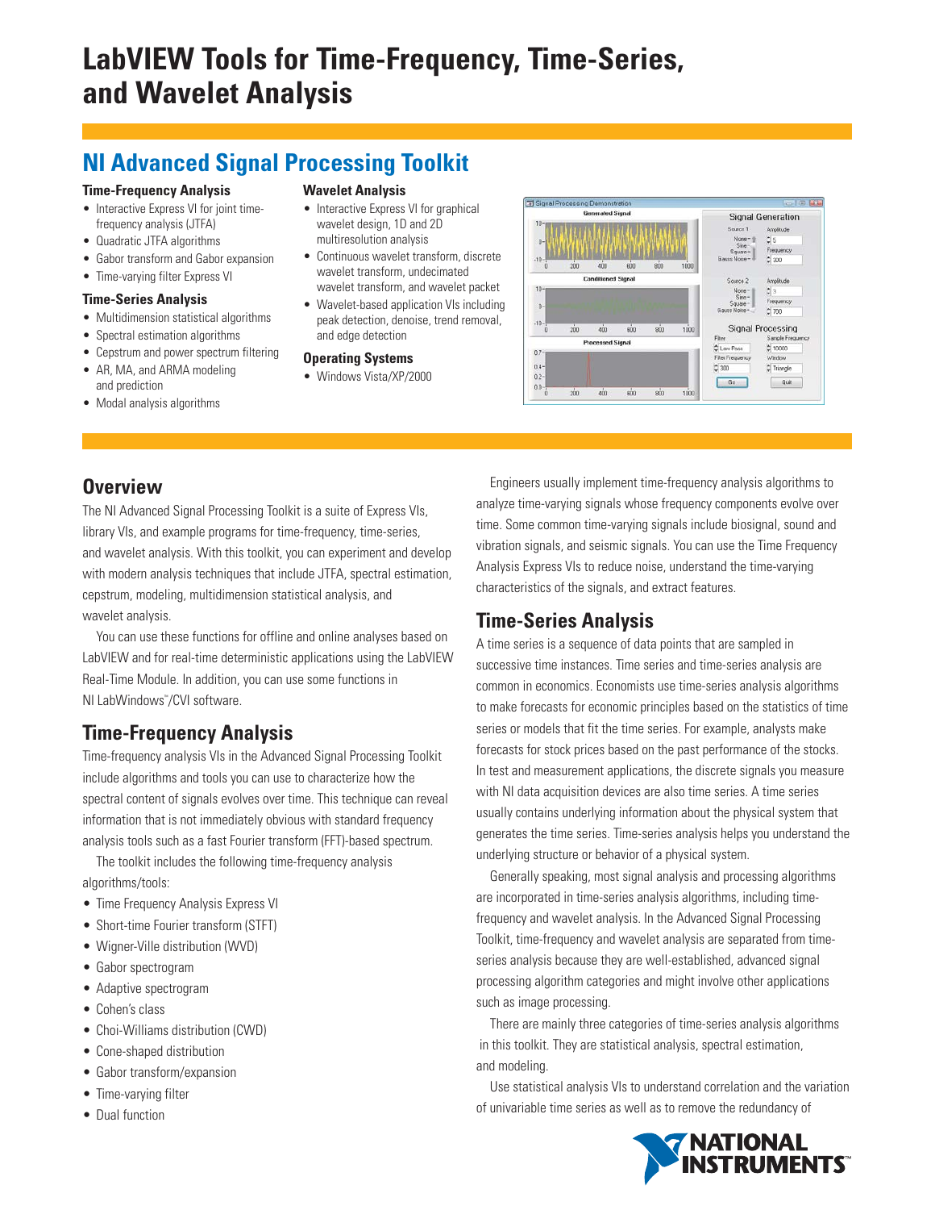# LabVIEW Tools for Time-Frequency, Time-Series, and Wavelet Analysis

## NI Advanced Signal Processing Toolkit

### Time-Frequency Analysis

- Interactive Express VI for joint time-frequency analysis (JTFA)
- Quadratic JTFA algorithms
- Gabor transform and Gabor expansion
- Time-varying filter Express VI

### Time-Series Analysis

- Multidimension statistical algorithms
- Spectral estimation algorithms
- Cepstrum and power spectrum filtering
- AR, MA, and ARMA modeling and prediction
- Modal analysis algorithms

### Wavelet Analysis

- Interactive Express VI for graphical wavelet design, 1D and 2D multiresolution analysis
- Continuous wavelet transform, discrete wavelet transform, undecimated wavelet transform, and wavelet packet
- Wavelet-based application VIs including peak detection, denoise, trend removal, and edge detection

### Operating Systems

- Windows Vista/XP/2000

## Overview

The NI Advanced Signal Processing Toolkit is a suite of Express VIs, library VIs, and example programs for time-frequency, time-series, and wavelet analysis. With this toolkit, you can experiment and develop with modern analysis techniques that include JTFA, spectral estimation, cepstrum, modeling, multidimension statistical analysis, and wavelet analysis.

You can use these functions for offline and online analyses based on LabVIEW and for real-time deterministic applications using the LabVIEW Real-Time Module. In addition, you can use some functions in NI LabWindows™/CVI software.

## Time-Frequency Analysis

Time-frequency analysis VIs in the Advanced Signal Processing Toolkit include algorithms and tools you can use to characterize how the spectral content of signals evolves over time. This technique can reveal information that is not immediately obvious with standard frequency analysis tools such as a fast Fourier transform (FFT)-based spectrum.

The toolkit includes the following time-frequency analysis algorithms/tools:

- Time Frequency Analysis Express VI
- Short-time Fourier transform (STFT)
- Wigner-Ville distribution (WVD)
- Gabor spectrogram
- Adaptive spectrogram
- Cohen's class
- Choi-Williams distribution (CWD)
- Cone-shaped distribution
- Gabor transform/expansion
- Time-varying filter
- Dual function

Engineers usually implement time-frequency analysis algorithms to analyze time-varying signals whose frequency components evolve over time. Some common time-varying signals include biosignal, sound and vibration signals, and seismic signals. You can use the Time Frequency Analysis Express VIs to reduce noise, understand the time-varying characteristics of the signals, and extract features.

## Time-Series Analysis

A time series is a sequence of data points that are sampled in successive time instances. Time series and time-series analysis are common in economics. Economists use time-series analysis algorithms to make forecasts for economic principles based on the statistics of time series or models that fit the time series. For example, analysts make forecasts for stock prices based on the past performance of the stocks. In test and measurement applications, the discrete signals you measure with NI data acquisition devices are also time series. A time series usually contains underlying information about the physical system that generates the time series. Time-series analysis helps you understand the underlying structure or behavior of a physical system.

Generally speaking, most signal analysis and processing algorithms are incorporated in time-series analysis algorithms, including time-frequency and wavelet analysis. In the Advanced Signal Processing Toolkit, time-frequency and wavelet analysis are separated from time-series analysis because they are well-established, advanced signal processing algorithm categories and might involve other applications such as image processing.

There are mainly three categories of time-series analysis algorithms in this toolkit. They are statistical analysis, spectral estimation, and modeling.

Use statistical analysis VIs to understand correlation and the variation of univariable time series as well as to remove the redundancy of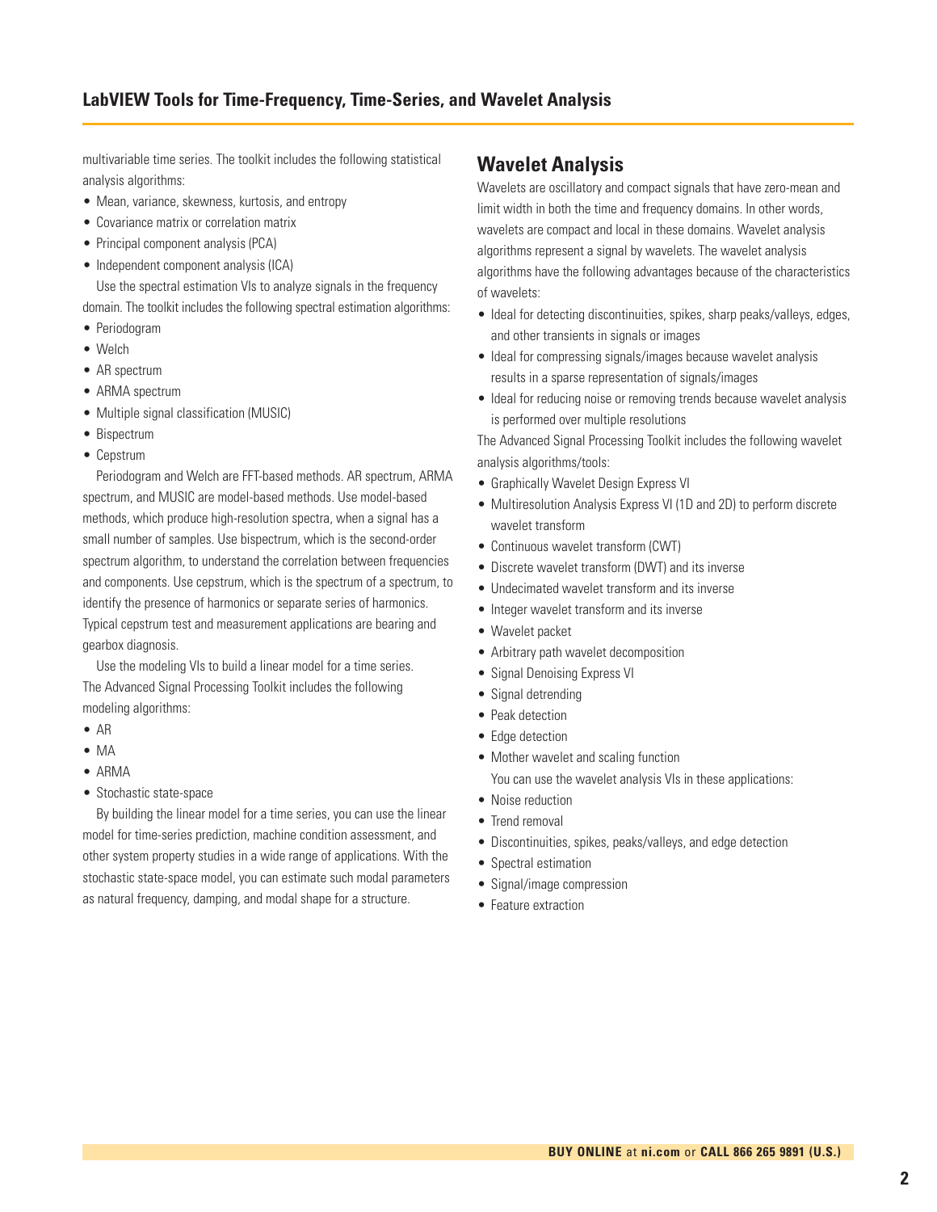multivariable time series. The toolkit includes the following statistical analysis algorithms:

- Mean, variance, skewness, kurtosis, and entropy
- Covariance matrix or correlation matrix
- Principal component analysis (PCA)
- Independent component analysis (ICA)

Use the spectral estimation VIs to analyze signals in the frequency domain. The toolkit includes the following spectral estimation algorithms:

- Periodogram
- Welch
- AR spectrum
- ARMA spectrum
- Multiple signal classification (MUSIC)
- Bispectrum
- Cepstrum

Periodogram and Welch are FFT-based methods. AR spectrum, ARMA spectrum, and MUSIC are model-based methods. Use model-based methods, which produce high-resolution spectra, when a signal has a small number of samples. Use bispectrum, which is the second-order spectrum algorithm, to understand the correlation between frequencies and components. Use cepstrum, which is the spectrum of a spectrum, to identify the presence of harmonics or separate series of harmonics. Typical cepstrum test and measurement applications are bearing and gearbox diagnosis.

Use the modeling VIs to build a linear model for a time series. The Advanced Signal Processing Toolkit includes the following modeling algorithms:

- AR
- MA
- ARMA
- Stochastic state-space

By building the linear model for a time series, you can use the linear model for time-series prediction, machine condition assessment, and other system property studies in a wide range of applications. With the stochastic state-space model, you can estimate such modal parameters as natural frequency, damping, and modal shape for a structure.

## Wavelet Analysis

Wavelets are oscillatory and compact signals that have zero-mean and limit width in both the time and frequency domains. In other words, wavelets are compact and local in these domains. Wavelet analysis algorithms represent a signal by wavelets. The wavelet analysis algorithms have the following advantages because of the characteristics of wavelets:

- Ideal for detecting discontinuities, spikes, sharp peaks/valleys, edges, and other transients in signals or images
- Ideal for compressing signals/images because wavelet analysis results in a sparse representation of signals/images
- Ideal for reducing noise or removing trends because wavelet analysis is performed over multiple resolutions

The Advanced Signal Processing Toolkit includes the following wavelet analysis algorithms/tools:

- Graphically Wavelet Design Express VI
- Multiresolution Analysis Express VI (1D and 2D) to perform discrete wavelet transform
- Continuous wavelet transform (CWT)
- Discrete wavelet transform (DWT) and its inverse
- Undecimated wavelet transform and its inverse
- Integer wavelet transform and its inverse
- Wavelet packet
- Arbitrary path wavelet decomposition
- Signal Denoising Express VI
- Signal detrending
- Peak detection
- Edge detection
- Mother wavelet and scaling function

You can use the wavelet analysis VIs in these applications:

- Noise reduction
- Trend removal
- Discontinuities, spikes, peaks/valleys, and edge detection
- Spectral estimation
- Signal/image compression
- Feature extraction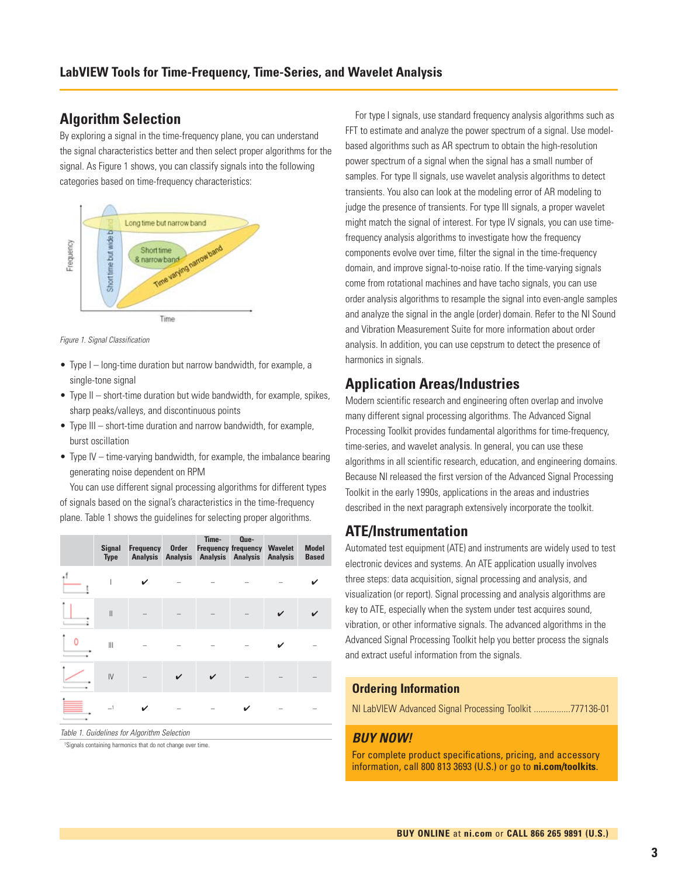## Algorithm Selection

By exploring a signal in the time-frequency plane, you can understand the signal characteristics better and then select proper algorithms for the signal. As Figure 1 shows, you can classify signals into the following categories based on time-frequency characteristics:

*Figure 1. Signal Classification*

- Type I – long-time duration but narrow bandwidth, for example, a single-tone signal
- Type II – short-time duration but wide bandwidth, for example, spikes, sharp peaks/valleys, and discontinuous points
- Type III – short-time duration and narrow bandwidth, for example, burst oscillation
- Type IV – time-varying bandwidth, for example, the imbalance bearing generating noise dependent on RPM

You can use different signal processing algorithms for different types of signals based on the signal's characteristics in the time-frequency plane. Table 1 shows the guidelines for selecting proper algorithms.

| Signal Type | Frequency Analysis | Order Analysis | Time-Frequency Analysis | Quefrequency Analysis | Wavelet Analysis | Model Based |
|---|---|---|---|---|---|---|
| I | ✔ | – | – | – | – | ✔ |
| II | – | – | – | – | ✔ | ✔ |
| III | – | – | – | – | ✔ | – |
| IV | – | ✔ | ✔ | – | – | – |
| –[1] | ✔ | – | – | ✔ | – | – |

*Table 1. Guidelines for Algorithm Selection*

[1]Signals containing harmonics that do not change over time.

For type I signals, use standard frequency analysis algorithms such as FFT to estimate and analyze the power spectrum of a signal. Use model-based algorithms such as AR spectrum to obtain the high-resolution power spectrum of a signal when the signal has a small number of samples. For type II signals, use wavelet analysis algorithms to detect transients. You also can look at the modeling error of AR modeling to judge the presence of transients. For type III signals, a proper wavelet might match the signal of interest. For type IV signals, you can use time-frequency analysis algorithms to investigate how the frequency components evolve over time, filter the signal in the time-frequency domain, and improve signal-to-noise ratio. If the time-varying signals come from rotational machines and have tacho signals, you can use order analysis algorithms to resample the signal into even-angle samples and analyze the signal in the angle (order) domain. Refer to the NI Sound and Vibration Measurement Suite for more information about order analysis. In addition, you can use cepstrum to detect the presence of harmonics in signals.

## Application Areas/Industries

Modern scientific research and engineering often overlap and involve many different signal processing algorithms. The Advanced Signal Processing Toolkit provides fundamental algorithms for time-frequency, time-series, and wavelet analysis. In general, you can use these algorithms in all scientific research, education, and engineering domains. Because NI released the first version of the Advanced Signal Processing Toolkit in the early 1990s, applications in the areas and industries described in the next paragraph extensively incorporate the toolkit.

## ATE/Instrumentation

Automated test equipment (ATE) and instruments are widely used to test electronic devices and systems. An ATE application usually involves three steps: data acquisition, signal processing and analysis, and visualization (or report). Signal processing and analysis algorithms are key to ATE, especially when the system under test acquires sound, vibration, or other informative signals. The advanced algorithms in the Advanced Signal Processing Toolkit help you better process the signals and extract useful information from the signals.

### Ordering Information

NI LabVIEW Advanced Signal Processing Toolkit ................777136-01

### *BUY NOW!*

For complete product specifications, pricing, and accessory information, call 800 813 3693 (U.S.) or go to **ni.com/toolkits**.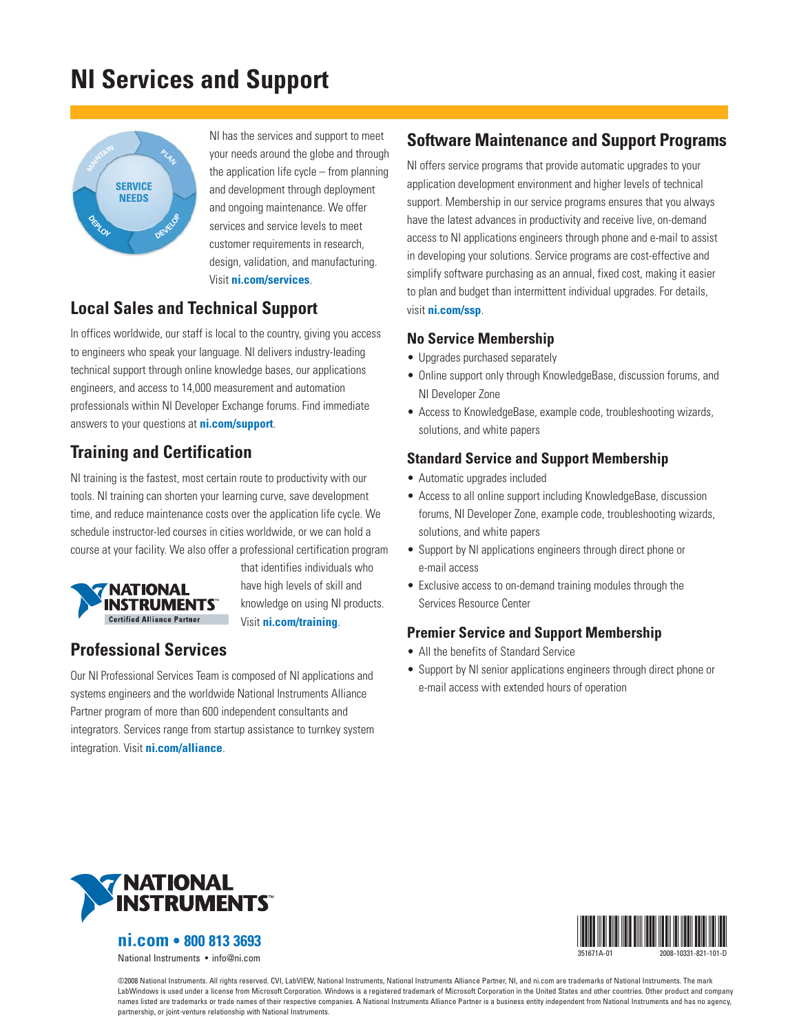# NI Services and Support

NI has the services and support to meet your needs around the globe and through the application life cycle – from planning and development through deployment and ongoing maintenance. We offer services and service levels to meet customer requirements in research, design, validation, and manufacturing. Visit **ni.com/services**.

## Local Sales and Technical Support

In offices worldwide, our staff is local to the country, giving you access to engineers who speak your language. NI delivers industry-leading technical support through online knowledge bases, our applications engineers, and access to 14,000 measurement and automation professionals within NI Developer Exchange forums. Find immediate answers to your questions at **ni.com/support**.

## Training and Certification

NI training is the fastest, most certain route to productivity with our tools. NI training can shorten your learning curve, save development time, and reduce maintenance costs over the application life cycle. We schedule instructor-led courses in cities worldwide, or we can hold a course at your facility. We also offer a professional certification program that identifies individuals who have high levels of skill and knowledge on using NI products. Visit **ni.com/training**.

## Professional Services

Our NI Professional Services Team is composed of NI applications and systems engineers and the worldwide National Instruments Alliance Partner program of more than 600 independent consultants and integrators. Services range from startup assistance to turnkey system integration. Visit **ni.com/alliance**.

## Software Maintenance and Support Programs

NI offers service programs that provide automatic upgrades to your application development environment and higher levels of technical support. Membership in our service programs ensures that you always have the latest advances in productivity and receive live, on-demand access to NI applications engineers through phone and e-mail to assist in developing your solutions. Service programs are cost-effective and simplify software purchasing as an annual, fixed cost, making it easier to plan and budget than intermittent individual upgrades. For details, visit **ni.com/ssp**.

### No Service Membership

- Upgrades purchased separately
- Online support only through KnowledgeBase, discussion forums, and NI Developer Zone
- Access to KnowledgeBase, example code, troubleshooting wizards, solutions, and white papers

### Standard Service and Support Membership

- Automatic upgrades included
- Access to all online support including KnowledgeBase, discussion forums, NI Developer Zone, example code, troubleshooting wizards, solutions, and white papers
- Support by NI applications engineers through direct phone or e-mail access
- Exclusive access to on-demand training modules through the Services Resource Center

### Premier Service and Support Membership

- All the benefits of Standard Service
- Support by NI senior applications engineers through direct phone or e-mail access with extended hours of operation

**ni.com • 800 813 3693**

National Instruments • info@ni.com

351671A-01 2008-10331-821-101-D

©2008 National Instruments. All rights reserved. CVI, LabVIEW, National Instruments, National Instruments Alliance Partner, NI, and ni.com are trademarks of National Instruments. The mark LabWindows is used under a license from Microsoft Corporation. Windows is a registered trademark of Microsoft Corporation in the United States and other countries. Other product and company names listed are trademarks or trade names of their respective companies. A National Instruments Alliance Partner is a business entity independent from National Instruments and has no agency, partnership, or joint-venture relationship with National Instruments.